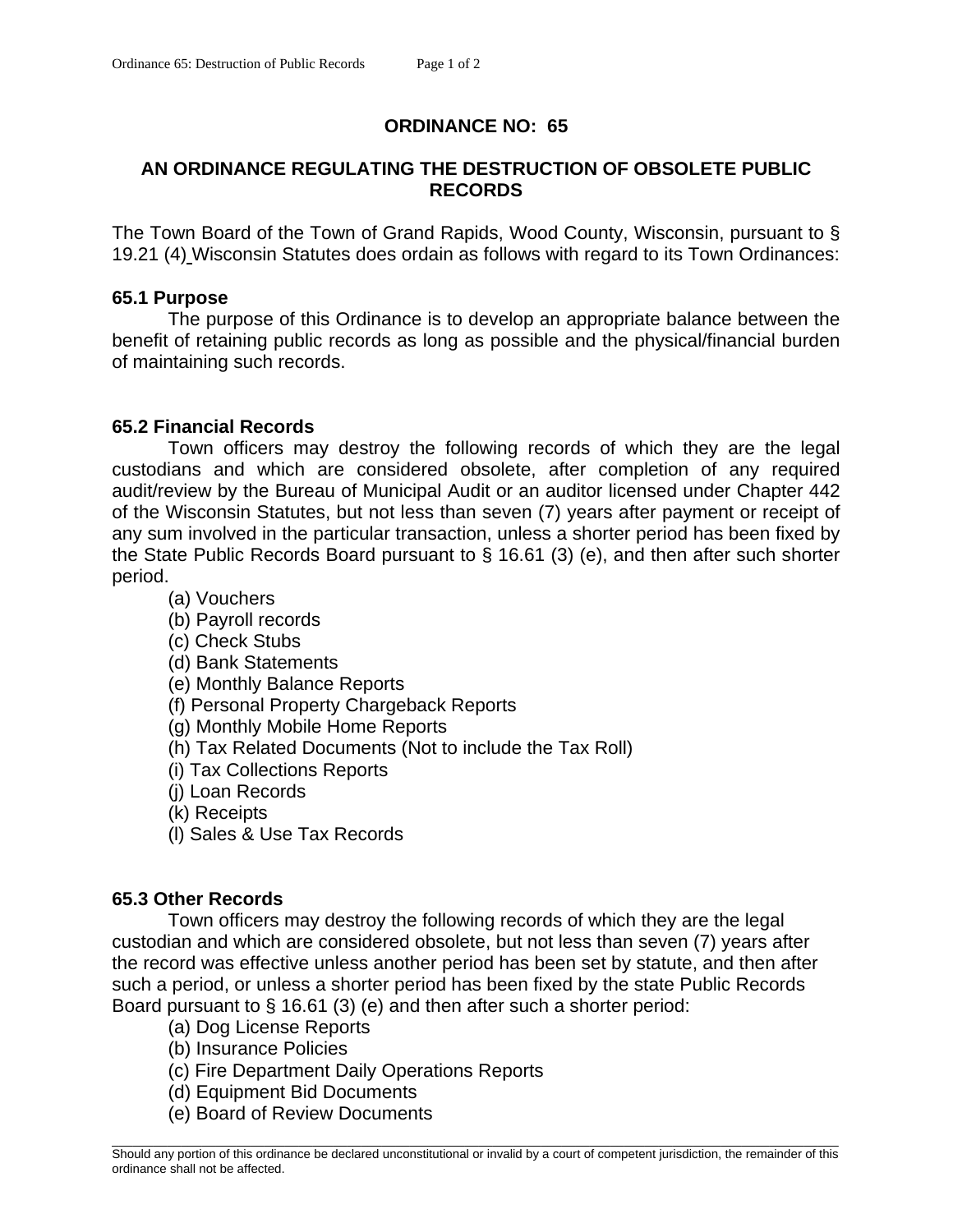# ORDINANCE NO: 65

## AN ORDINANCE REGULATING THE DESTRUCTION OF OBSOLETE PUBLIC RECORDS

The Town Board of the Town of Grand Rapids, Wood County, Wisconsin, pursuant to § 19.21 (4) Wisconsin Statutes does ordain as follows with regard to its Town Ordinances:

### 65.1 Purpose

The purpose of this Ordinance is to develop an appropriate balance between the benefit of retaining public records as long as possible and the physical/financial burden of maintaining such records.

### 65.2 Financial Records

Town officers may destroy the following records of which they are the legal custodians and which are considered obsolete, after completion of any required audit/review by the Bureau of Municipal Audit or an auditor licensed under Chapter 442 of the Wisconsin Statutes, but not less than seven (7) years after payment or receipt of any sum involved in the particular transaction, unless a shorter period has been fixed by the State Public Records Board pursuant to § 16.61 (3) (e), and then after such shorter period.

(a) Vouchers
(b) Payroll records
(c) Check Stubs
(d) Bank Statements
(e) Monthly Balance Reports
(f) Personal Property Chargeback Reports
(g) Monthly Mobile Home Reports
(h) Tax Related Documents (Not to include the Tax Roll)
(i) Tax Collections Reports
(j) Loan Records
(k) Receipts
(l) Sales & Use Tax Records

### 65.3 Other Records

Town officers may destroy the following records of which they are the legal custodian and which are considered obsolete, but not less than seven (7) years after the record was effective unless another period has been set by statute, and then after such a period, or unless a shorter period has been fixed by the state Public Records Board pursuant to § 16.61 (3) (e) and then after such a shorter period:

(a) Dog License Reports
(b) Insurance Policies
(c) Fire Department Daily Operations Reports
(d) Equipment Bid Documents
(e) Board of Review Documents

---

Should any portion of this ordinance be declared unconstitutional or invalid by a court of competent jurisdiction, the remainder of this ordinance shall not be affected.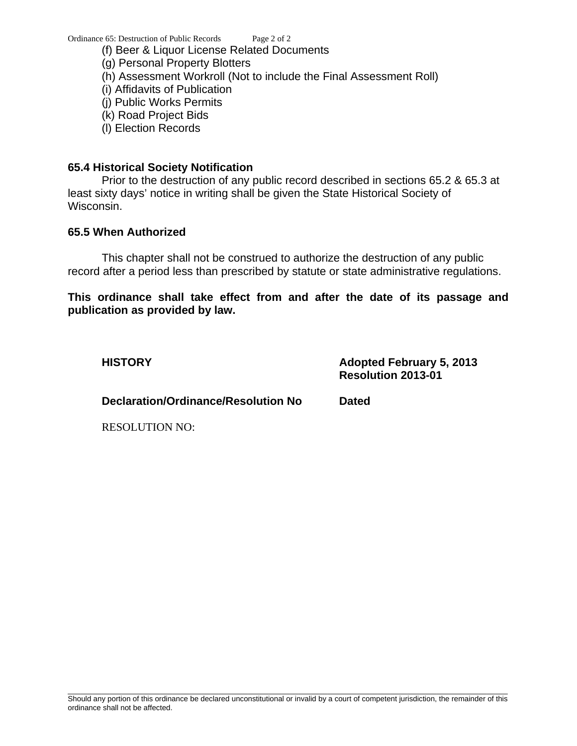(f) Beer & Liquor License Related Documents
(g) Personal Property Blotters
(h) Assessment Workroll (Not to include the Final Assessment Roll)
(i) Affidavits of Publication
(j) Public Works Permits
(k) Road Project Bids
(l) Election Records

**65.4 Historical Society Notification**

Prior to the destruction of any public record described in sections 65.2 & 65.3 at least sixty days' notice in writing shall be given the State Historical Society of Wisconsin.

**65.5 When Authorized**

This chapter shall not be construed to authorize the destruction of any public record after a period less than prescribed by statute or state administrative regulations.

**This ordinance shall take effect from and after the date of its passage and publication as provided by law.**

| | |
|---|---|
| **HISTORY** | **Adopted February 5, 2013**<br>**Resolution 2013-01** |
| **Declaration/Ordinance/Resolution No** | **Dated** |
| RESOLUTION NO: | |

Should any portion of this ordinance be declared unconstitutional or invalid by a court of competent jurisdiction, the remainder of this ordinance shall not be affected.